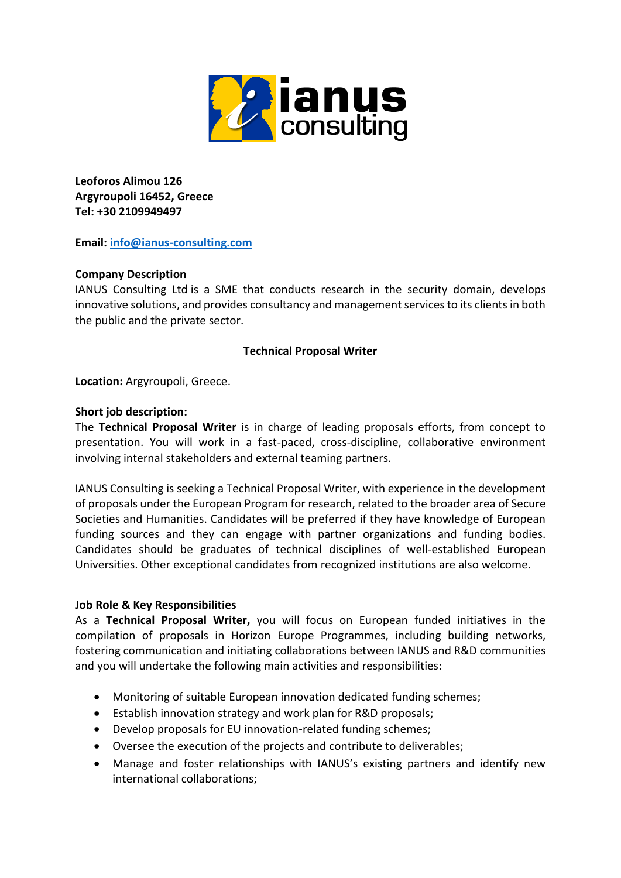**Leoforos Alimou 126**
**Argyroupoli 16452, Greece**
**Tel: +30 2109949497**

**Email:** info@ianus-consulting.com

**Company Description**

IANUS Consulting Ltd is a SME that conducts research in the security domain, develops innovative solutions, and provides consultancy and management services to its clients in both the public and the private sector.

**Technical Proposal Writer**

**Location:** Argyroupoli, Greece.

**Short job description:**

The **Technical Proposal Writer** is in charge of leading proposals efforts, from concept to presentation. You will work in a fast-paced, cross-discipline, collaborative environment involving internal stakeholders and external teaming partners.

IANUS Consulting is seeking a Technical Proposal Writer, with experience in the development of proposals under the European Program for research, related to the broader area of Secure Societies and Humanities. Candidates will be preferred if they have knowledge of European funding sources and they can engage with partner organizations and funding bodies. Candidates should be graduates of technical disciplines of well-established European Universities. Other exceptional candidates from recognized institutions are also welcome.

**Job Role & Key Responsibilities**

As a **Technical Proposal Writer,** you will focus on European funded initiatives in the compilation of proposals in Horizon Europe Programmes, including building networks, fostering communication and initiating collaborations between IANUS and R&D communities and you will undertake the following main activities and responsibilities:

- Monitoring of suitable European innovation dedicated funding schemes;
- Establish innovation strategy and work plan for R&D proposals;
- Develop proposals for EU innovation-related funding schemes;
- Oversee the execution of the projects and contribute to deliverables;
- Manage and foster relationships with IANUS's existing partners and identify new international collaborations;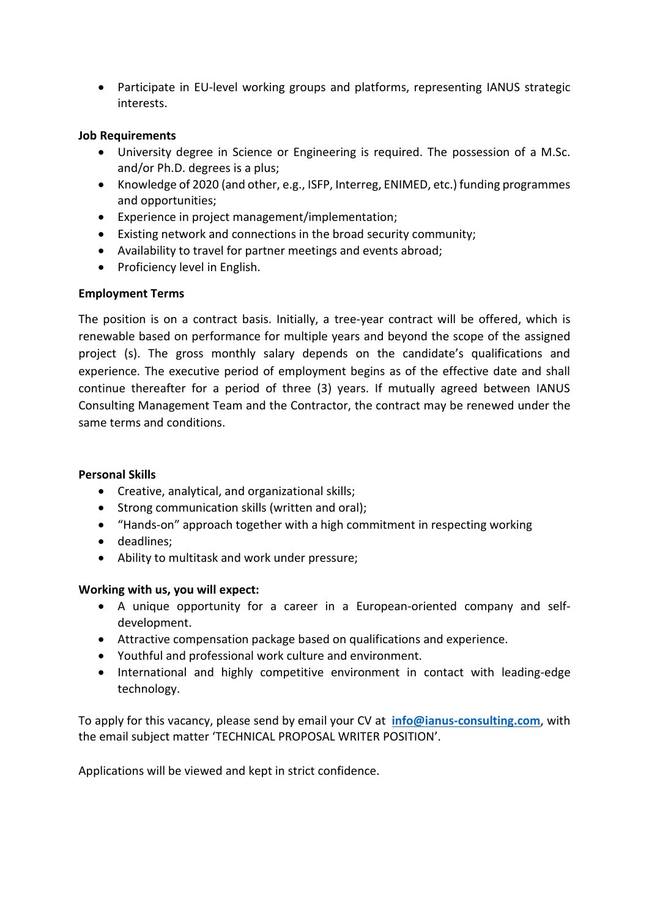- Participate in EU-level working groups and platforms, representing IANUS strategic interests.

**Job Requirements**

- University degree in Science or Engineering is required. The possession of a M.Sc. and/or Ph.D. degrees is a plus;
- Knowledge of 2020 (and other, e.g., ISFP, Interreg, ENIMED, etc.) funding programmes and opportunities;
- Experience in project management/implementation;
- Existing network and connections in the broad security community;
- Availability to travel for partner meetings and events abroad;
- Proficiency level in English.

**Employment Terms**

The position is on a contract basis. Initially, a tree-year contract will be offered, which is renewable based on performance for multiple years and beyond the scope of the assigned project (s). The gross monthly salary depends on the candidate's qualifications and experience. The executive period of employment begins as of the effective date and shall continue thereafter for a period of three (3) years. If mutually agreed between IANUS Consulting Management Team and the Contractor, the contract may be renewed under the same terms and conditions.

**Personal Skills**

- Creative, analytical, and organizational skills;
- Strong communication skills (written and oral);
- "Hands-on" approach together with a high commitment in respecting working
- deadlines;
- Ability to multitask and work under pressure;

**Working with us, you will expect:**

- A unique opportunity for a career in a European-oriented company and self-development.
- Attractive compensation package based on qualifications and experience.
- Youthful and professional work culture and environment.
- International and highly competitive environment in contact with leading-edge technology.

To apply for this vacancy, please send by email your CV at **info@ianus-consulting.com**, with the email subject matter 'TECHNICAL PROPOSAL WRITER POSITION'.

Applications will be viewed and kept in strict confidence.